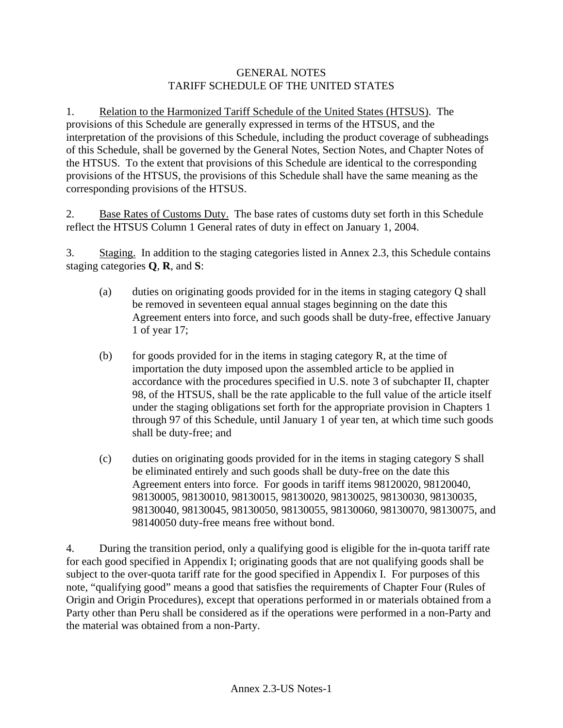# GENERAL NOTES
# TARIFF SCHEDULE OF THE UNITED STATES

1. Relation to the Harmonized Tariff Schedule of the United States (HTSUS). The provisions of this Schedule are generally expressed in terms of the HTSUS, and the interpretation of the provisions of this Schedule, including the product coverage of subheadings of this Schedule, shall be governed by the General Notes, Section Notes, and Chapter Notes of the HTSUS. To the extent that provisions of this Schedule are identical to the corresponding provisions of the HTSUS, the provisions of this Schedule shall have the same meaning as the corresponding provisions of the HTSUS.

2. Base Rates of Customs Duty. The base rates of customs duty set forth in this Schedule reflect the HTSUS Column 1 General rates of duty in effect on January 1, 2004.

3. Staging. In addition to the staging categories listed in Annex 2.3, this Schedule contains staging categories **Q**, **R**, and **S**:

   (a) duties on originating goods provided for in the items in staging category Q shall be removed in seventeen equal annual stages beginning on the date this Agreement enters into force, and such goods shall be duty-free, effective January 1 of year 17;

   (b) for goods provided for in the items in staging category R, at the time of importation the duty imposed upon the assembled article to be applied in accordance with the procedures specified in U.S. note 3 of subchapter II, chapter 98, of the HTSUS, shall be the rate applicable to the full value of the article itself under the staging obligations set forth for the appropriate provision in Chapters 1 through 97 of this Schedule, until January 1 of year ten, at which time such goods shall be duty-free; and

   (c) duties on originating goods provided for in the items in staging category S shall be eliminated entirely and such goods shall be duty-free on the date this Agreement enters into force. For goods in tariff items 98120020, 98120040, 98130005, 98130010, 98130015, 98130020, 98130025, 98130030, 98130035, 98130040, 98130045, 98130050, 98130055, 98130060, 98130070, 98130075, and 98140050 duty-free means free without bond.

4. During the transition period, only a qualifying good is eligible for the in-quota tariff rate for each good specified in Appendix I; originating goods that are not qualifying goods shall be subject to the over-quota tariff rate for the good specified in Appendix I. For purposes of this note, "qualifying good" means a good that satisfies the requirements of Chapter Four (Rules of Origin and Origin Procedures), except that operations performed in or materials obtained from a Party other than Peru shall be considered as if the operations were performed in a non-Party and the material was obtained from a non-Party.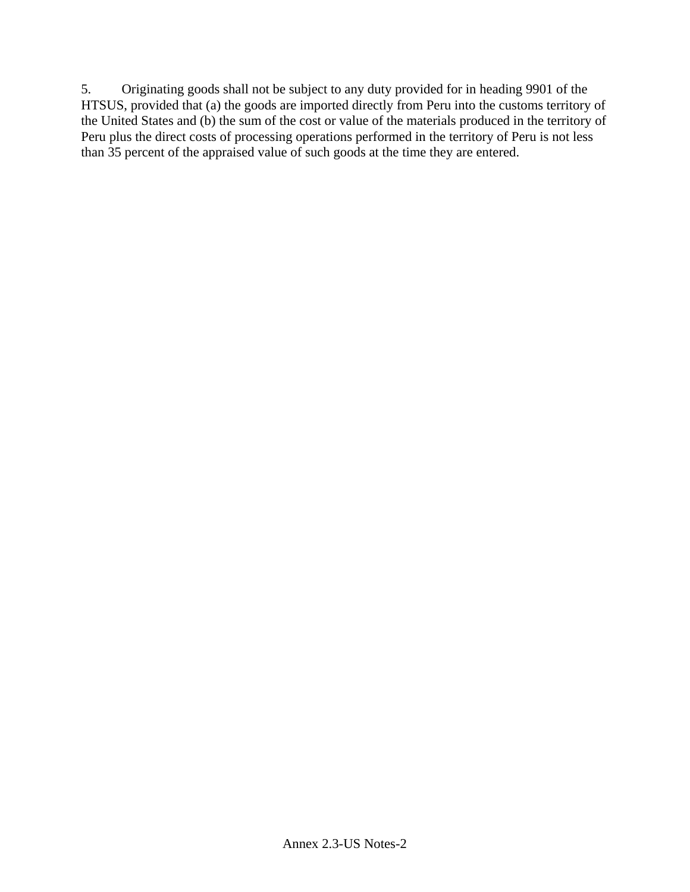5. Originating goods shall not be subject to any duty provided for in heading 9901 of the HTSUS, provided that (a) the goods are imported directly from Peru into the customs territory of the United States and (b) the sum of the cost or value of the materials produced in the territory of Peru plus the direct costs of processing operations performed in the territory of Peru is not less than 35 percent of the appraised value of such goods at the time they are entered.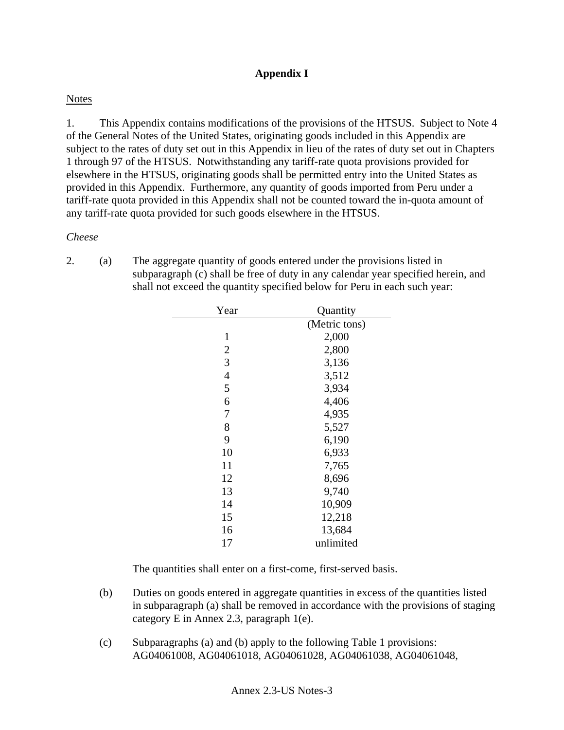# Appendix I

## Notes

1. This Appendix contains modifications of the provisions of the HTSUS. Subject to Note 4 of the General Notes of the United States, originating goods included in this Appendix are subject to the rates of duty set out in this Appendix in lieu of the rates of duty set out in Chapters 1 through 97 of the HTSUS. Notwithstanding any tariff-rate quota provisions provided for elsewhere in the HTSUS, originating goods shall be permitted entry into the United States as provided in this Appendix. Furthermore, any quantity of goods imported from Peru under a tariff-rate quota provided in this Appendix shall not be counted toward the in-quota amount of any tariff-rate quota provided for such goods elsewhere in the HTSUS.

*Cheese*

2. (a) The aggregate quantity of goods entered under the provisions listed in subparagraph (c) shall be free of duty in any calendar year specified herein, and shall not exceed the quantity specified below for Peru in each such year:

| Year | Quantity |
|---|---|
| | (Metric tons) |
| 1 | 2,000 |
| 2 | 2,800 |
| 3 | 3,136 |
| 4 | 3,512 |
| 5 | 3,934 |
| 6 | 4,406 |
| 7 | 4,935 |
| 8 | 5,527 |
| 9 | 6,190 |
| 10 | 6,933 |
| 11 | 7,765 |
| 12 | 8,696 |
| 13 | 9,740 |
| 14 | 10,909 |
| 15 | 12,218 |
| 16 | 13,684 |
| 17 | unlimited |

The quantities shall enter on a first-come, first-served basis.

(b) Duties on goods entered in aggregate quantities in excess of the quantities listed in subparagraph (a) shall be removed in accordance with the provisions of staging category E in Annex 2.3, paragraph 1(e).

(c) Subparagraphs (a) and (b) apply to the following Table 1 provisions: AG04061008, AG04061018, AG04061028, AG04061038, AG04061048,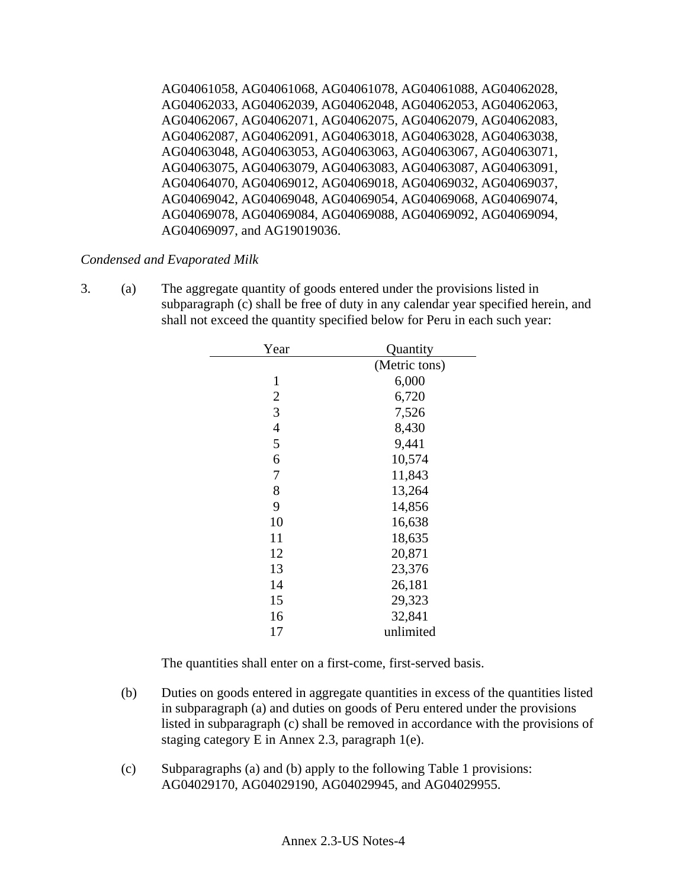AG04061058, AG04061068, AG04061078, AG04061088, AG04062028, AG04062033, AG04062039, AG04062048, AG04062053, AG04062063, AG04062067, AG04062071, AG04062075, AG04062079, AG04062083, AG04062087, AG04062091, AG04063018, AG04063028, AG04063038, AG04063048, AG04063053, AG04063063, AG04063067, AG04063071, AG04063075, AG04063079, AG04063083, AG04063087, AG04063091, AG04064070, AG04069012, AG04069018, AG04069032, AG04069037, AG04069042, AG04069048, AG04069054, AG04069068, AG04069074, AG04069078, AG04069084, AG04069088, AG04069092, AG04069094, AG04069097, and AG19019036.

*Condensed and Evaporated Milk*

3. (a) The aggregate quantity of goods entered under the provisions listed in subparagraph (c) shall be free of duty in any calendar year specified herein, and shall not exceed the quantity specified below for Peru in each such year:

| Year | Quantity (Metric tons) |
|---|---|
| 1 | 6,000 |
| 2 | 6,720 |
| 3 | 7,526 |
| 4 | 8,430 |
| 5 | 9,441 |
| 6 | 10,574 |
| 7 | 11,843 |
| 8 | 13,264 |
| 9 | 14,856 |
| 10 | 16,638 |
| 11 | 18,635 |
| 12 | 20,871 |
| 13 | 23,376 |
| 14 | 26,181 |
| 15 | 29,323 |
| 16 | 32,841 |
| 17 | unlimited |

The quantities shall enter on a first-come, first-served basis.

(b) Duties on goods entered in aggregate quantities in excess of the quantities listed in subparagraph (a) and duties on goods of Peru entered under the provisions listed in subparagraph (c) shall be removed in accordance with the provisions of staging category E in Annex 2.3, paragraph 1(e).

(c) Subparagraphs (a) and (b) apply to the following Table 1 provisions: AG04029170, AG04029190, AG04029945, and AG04029955.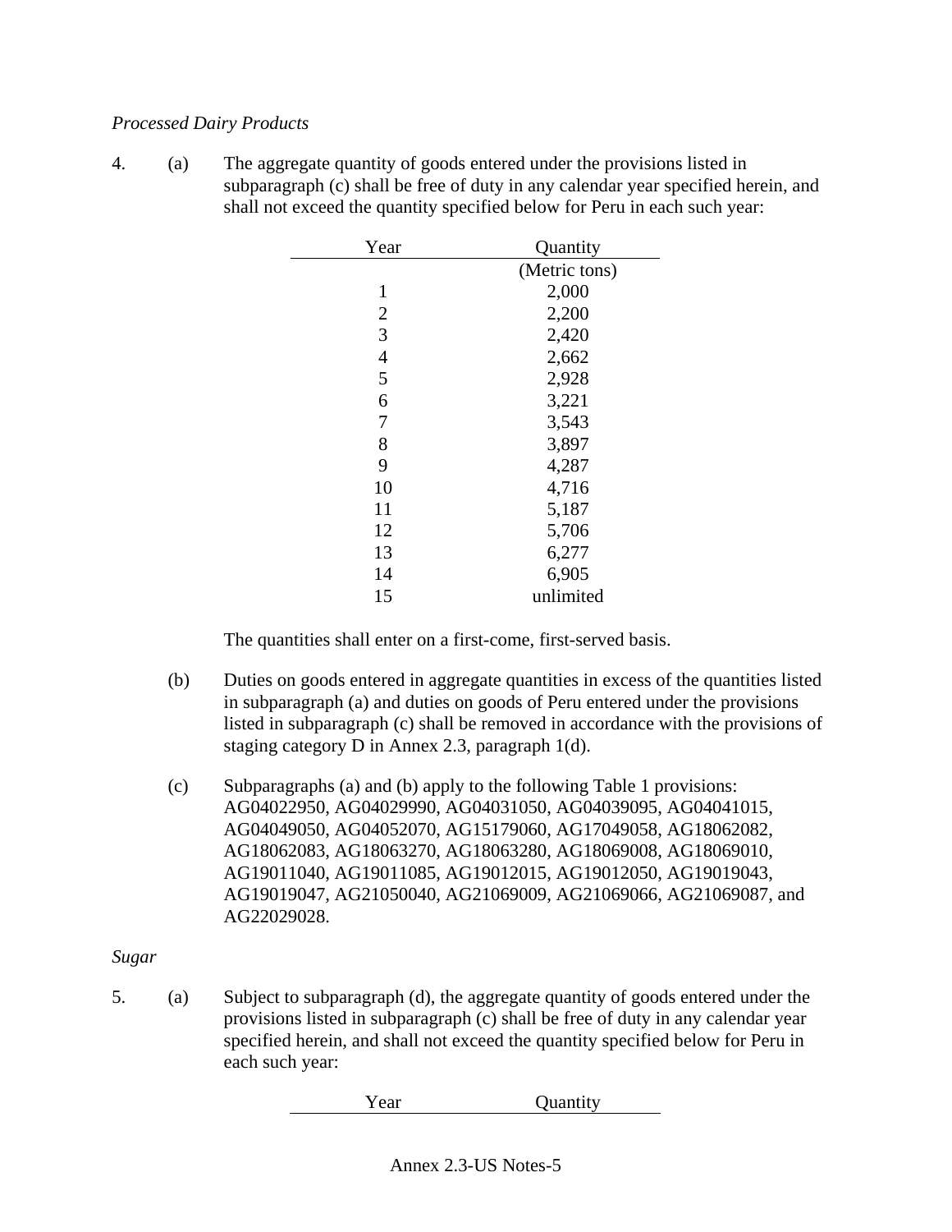*Processed Dairy Products*

4. (a) The aggregate quantity of goods entered under the provisions listed in subparagraph (c) shall be free of duty in any calendar year specified herein, and shall not exceed the quantity specified below for Peru in each such year:

| Year | Quantity |
|---|---|
| | (Metric tons) |
| 1 | 2,000 |
| 2 | 2,200 |
| 3 | 2,420 |
| 4 | 2,662 |
| 5 | 2,928 |
| 6 | 3,221 |
| 7 | 3,543 |
| 8 | 3,897 |
| 9 | 4,287 |
| 10 | 4,716 |
| 11 | 5,187 |
| 12 | 5,706 |
| 13 | 6,277 |
| 14 | 6,905 |
| 15 | unlimited |

The quantities shall enter on a first-come, first-served basis.

(b) Duties on goods entered in aggregate quantities in excess of the quantities listed in subparagraph (a) and duties on goods of Peru entered under the provisions listed in subparagraph (c) shall be removed in accordance with the provisions of staging category D in Annex 2.3, paragraph 1(d).

(c) Subparagraphs (a) and (b) apply to the following Table 1 provisions: AG04022950, AG04029990, AG04031050, AG04039095, AG04041015, AG04049050, AG04052070, AG15179060, AG17049058, AG18062082, AG18062083, AG18063270, AG18063280, AG18069008, AG18069010, AG19011040, AG19011085, AG19012015, AG19012050, AG19019043, AG19019047, AG21050040, AG21069009, AG21069066, AG21069087, and AG22029028.

*Sugar*

5. (a) Subject to subparagraph (d), the aggregate quantity of goods entered under the provisions listed in subparagraph (c) shall be free of duty in any calendar year specified herein, and shall not exceed the quantity specified below for Peru in each such year:

| Year | Quantity |
|---|---|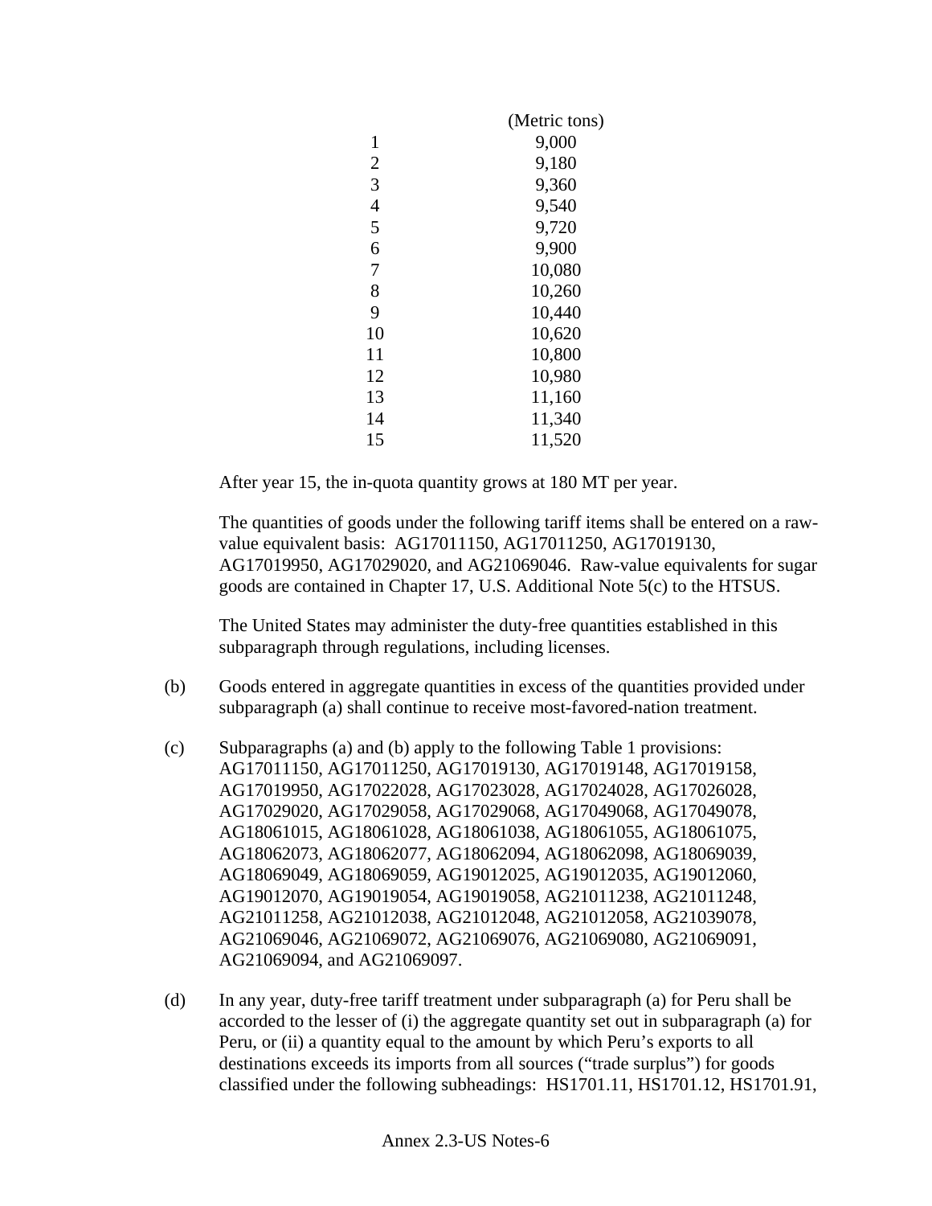| Year | (Metric tons) |
|---|---|
| 1 | 9,000 |
| 2 | 9,180 |
| 3 | 9,360 |
| 4 | 9,540 |
| 5 | 9,720 |
| 6 | 9,900 |
| 7 | 10,080 |
| 8 | 10,260 |
| 9 | 10,440 |
| 10 | 10,620 |
| 11 | 10,800 |
| 12 | 10,980 |
| 13 | 11,160 |
| 14 | 11,340 |
| 15 | 11,520 |

After year 15, the in-quota quantity grows at 180 MT per year.

The quantities of goods under the following tariff items shall be entered on a raw-value equivalent basis: AG17011150, AG17011250, AG17019130, AG17019950, AG17029020, and AG21069046. Raw-value equivalents for sugar goods are contained in Chapter 17, U.S. Additional Note 5(c) to the HTSUS.

The United States may administer the duty-free quantities established in this subparagraph through regulations, including licenses.

(b) Goods entered in aggregate quantities in excess of the quantities provided under subparagraph (a) shall continue to receive most-favored-nation treatment.

(c) Subparagraphs (a) and (b) apply to the following Table 1 provisions: AG17011150, AG17011250, AG17019130, AG17019148, AG17019158, AG17019950, AG17022028, AG17023028, AG17024028, AG17026028, AG17029020, AG17029058, AG17029068, AG17049068, AG17049078, AG18061015, AG18061028, AG18061038, AG18061055, AG18061075, AG18062073, AG18062077, AG18062094, AG18062098, AG18069039, AG18069049, AG18069059, AG19012025, AG19012035, AG19012060, AG19012070, AG19019054, AG19019058, AG21011238, AG21011248, AG21011258, AG21012038, AG21012048, AG21012058, AG21039078, AG21069046, AG21069072, AG21069076, AG21069080, AG21069091, AG21069094, and AG21069097.

(d) In any year, duty-free tariff treatment under subparagraph (a) for Peru shall be accorded to the lesser of (i) the aggregate quantity set out in subparagraph (a) for Peru, or (ii) a quantity equal to the amount by which Peru's exports to all destinations exceeds its imports from all sources ("trade surplus") for goods classified under the following subheadings: HS1701.11, HS1701.12, HS1701.91,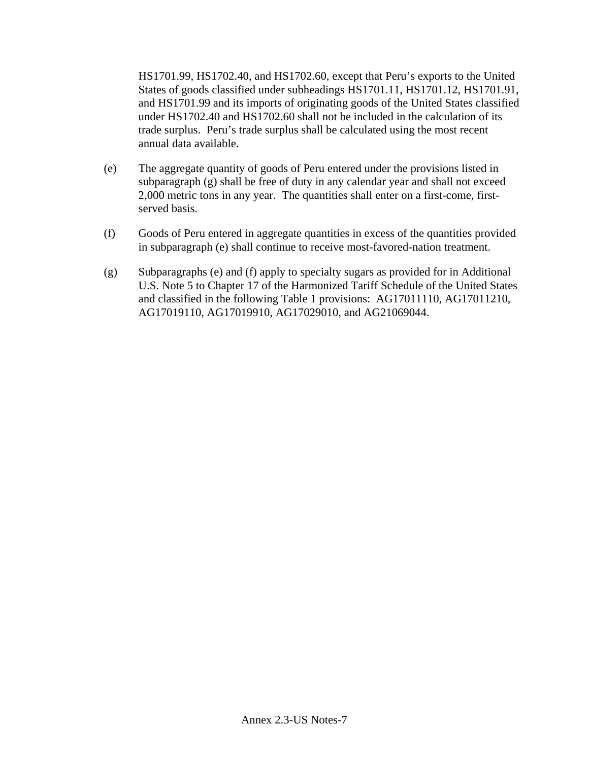HS1701.99, HS1702.40, and HS1702.60, except that Peru's exports to the United States of goods classified under subheadings HS1701.11, HS1701.12, HS1701.91, and HS1701.99 and its imports of originating goods of the United States classified under HS1702.40 and HS1702.60 shall not be included in the calculation of its trade surplus. Peru's trade surplus shall be calculated using the most recent annual data available.

(e) The aggregate quantity of goods of Peru entered under the provisions listed in subparagraph (g) shall be free of duty in any calendar year and shall not exceed 2,000 metric tons in any year. The quantities shall enter on a first-come, first-served basis.

(f) Goods of Peru entered in aggregate quantities in excess of the quantities provided in subparagraph (e) shall continue to receive most-favored-nation treatment.

(g) Subparagraphs (e) and (f) apply to specialty sugars as provided for in Additional U.S. Note 5 to Chapter 17 of the Harmonized Tariff Schedule of the United States and classified in the following Table 1 provisions: AG17011110, AG17011210, AG17019110, AG17019910, AG17029010, and AG21069044.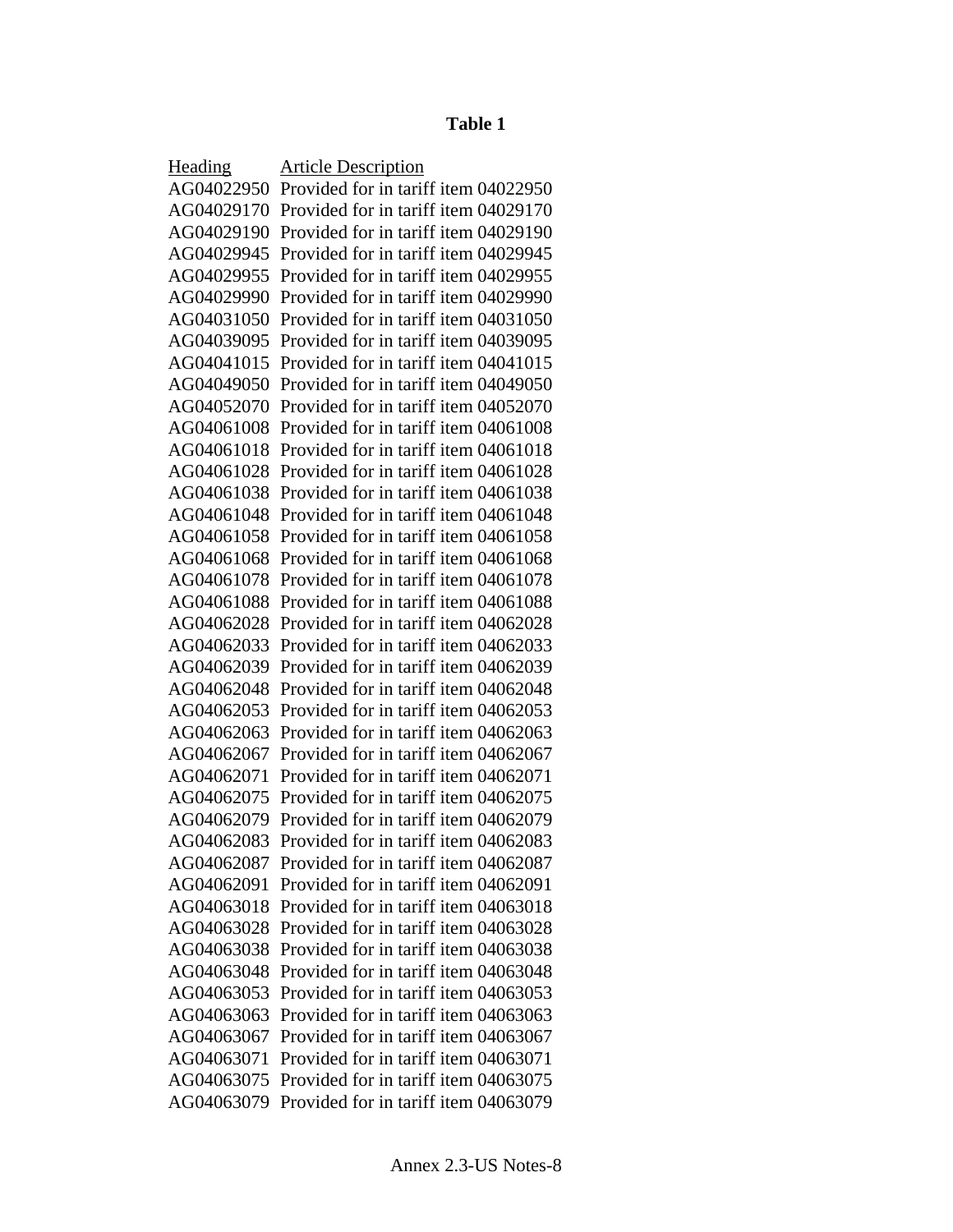**Table 1**

| Heading | Article Description |
|---|---|
| AG04022950 | Provided for in tariff item 04022950 |
| AG04029170 | Provided for in tariff item 04029170 |
| AG04029190 | Provided for in tariff item 04029190 |
| AG04029945 | Provided for in tariff item 04029945 |
| AG04029955 | Provided for in tariff item 04029955 |
| AG04029990 | Provided for in tariff item 04029990 |
| AG04031050 | Provided for in tariff item 04031050 |
| AG04039095 | Provided for in tariff item 04039095 |
| AG04041015 | Provided for in tariff item 04041015 |
| AG04049050 | Provided for in tariff item 04049050 |
| AG04052070 | Provided for in tariff item 04052070 |
| AG04061008 | Provided for in tariff item 04061008 |
| AG04061018 | Provided for in tariff item 04061018 |
| AG04061028 | Provided for in tariff item 04061028 |
| AG04061038 | Provided for in tariff item 04061038 |
| AG04061048 | Provided for in tariff item 04061048 |
| AG04061058 | Provided for in tariff item 04061058 |
| AG04061068 | Provided for in tariff item 04061068 |
| AG04061078 | Provided for in tariff item 04061078 |
| AG04061088 | Provided for in tariff item 04061088 |
| AG04062028 | Provided for in tariff item 04062028 |
| AG04062033 | Provided for in tariff item 04062033 |
| AG04062039 | Provided for in tariff item 04062039 |
| AG04062048 | Provided for in tariff item 04062048 |
| AG04062053 | Provided for in tariff item 04062053 |
| AG04062063 | Provided for in tariff item 04062063 |
| AG04062067 | Provided for in tariff item 04062067 |
| AG04062071 | Provided for in tariff item 04062071 |
| AG04062075 | Provided for in tariff item 04062075 |
| AG04062079 | Provided for in tariff item 04062079 |
| AG04062083 | Provided for in tariff item 04062083 |
| AG04062087 | Provided for in tariff item 04062087 |
| AG04062091 | Provided for in tariff item 04062091 |
| AG04063018 | Provided for in tariff item 04063018 |
| AG04063028 | Provided for in tariff item 04063028 |
| AG04063038 | Provided for in tariff item 04063038 |
| AG04063048 | Provided for in tariff item 04063048 |
| AG04063053 | Provided for in tariff item 04063053 |
| AG04063063 | Provided for in tariff item 04063063 |
| AG04063067 | Provided for in tariff item 04063067 |
| AG04063071 | Provided for in tariff item 04063071 |
| AG04063075 | Provided for in tariff item 04063075 |
| AG04063079 | Provided for in tariff item 04063079 |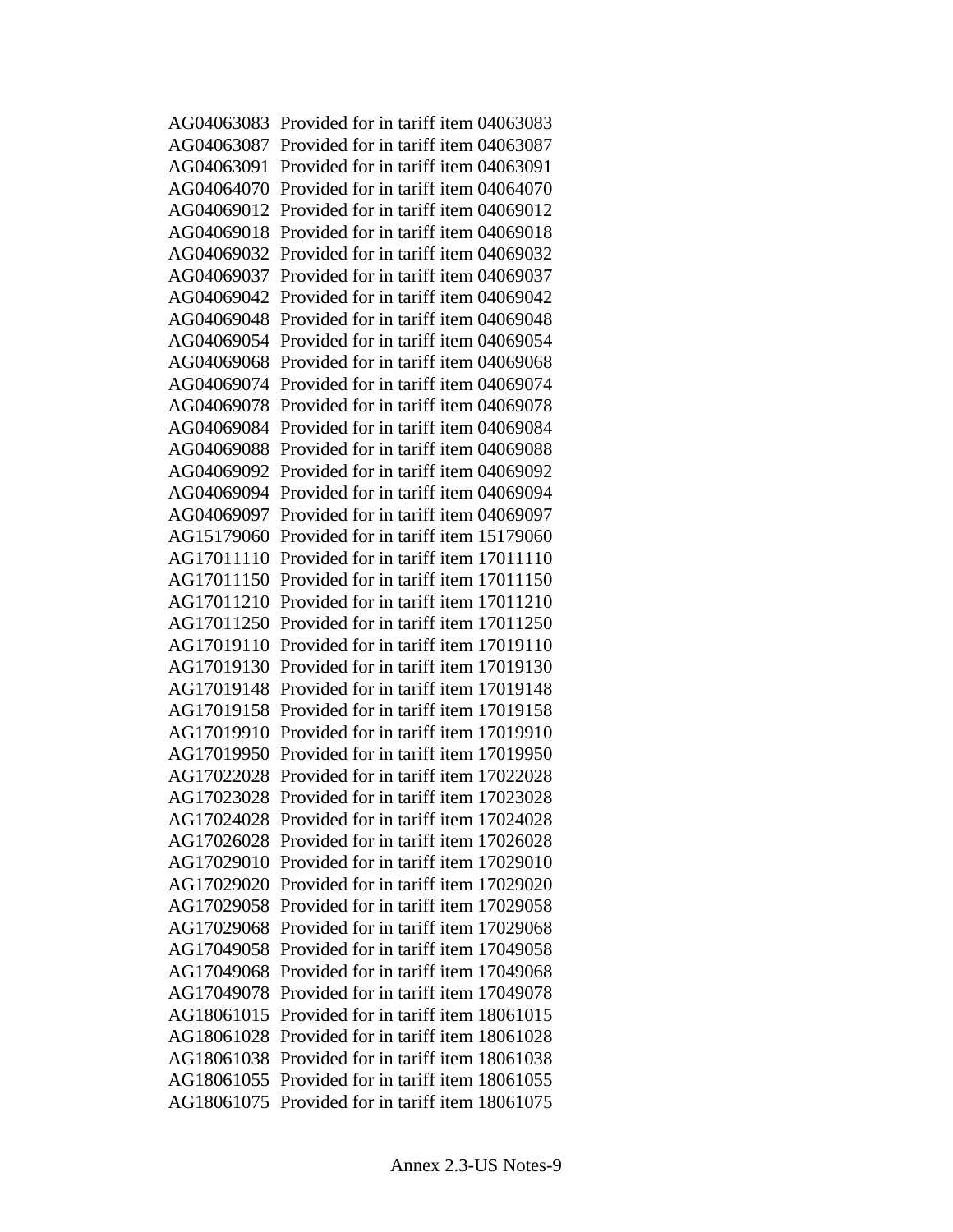AG04063083 Provided for in tariff item 04063083
AG04063087 Provided for in tariff item 04063087
AG04063091 Provided for in tariff item 04063091
AG04064070 Provided for in tariff item 04064070
AG04069012 Provided for in tariff item 04069012
AG04069018 Provided for in tariff item 04069018
AG04069032 Provided for in tariff item 04069032
AG04069037 Provided for in tariff item 04069037
AG04069042 Provided for in tariff item 04069042
AG04069048 Provided for in tariff item 04069048
AG04069054 Provided for in tariff item 04069054
AG04069068 Provided for in tariff item 04069068
AG04069074 Provided for in tariff item 04069074
AG04069078 Provided for in tariff item 04069078
AG04069084 Provided for in tariff item 04069084
AG04069088 Provided for in tariff item 04069088
AG04069092 Provided for in tariff item 04069092
AG04069094 Provided for in tariff item 04069094
AG04069097 Provided for in tariff item 04069097
AG15179060 Provided for in tariff item 15179060
AG17011110 Provided for in tariff item 17011110
AG17011150 Provided for in tariff item 17011150
AG17011210 Provided for in tariff item 17011210
AG17011250 Provided for in tariff item 17011250
AG17019110 Provided for in tariff item 17019110
AG17019130 Provided for in tariff item 17019130
AG17019148 Provided for in tariff item 17019148
AG17019158 Provided for in tariff item 17019158
AG17019910 Provided for in tariff item 17019910
AG17019950 Provided for in tariff item 17019950
AG17022028 Provided for in tariff item 17022028
AG17023028 Provided for in tariff item 17023028
AG17024028 Provided for in tariff item 17024028
AG17026028 Provided for in tariff item 17026028
AG17029010 Provided for in tariff item 17029010
AG17029020 Provided for in tariff item 17029020
AG17029058 Provided for in tariff item 17029058
AG17029068 Provided for in tariff item 17029068
AG17049058 Provided for in tariff item 17049058
AG17049068 Provided for in tariff item 17049068
AG17049078 Provided for in tariff item 17049078
AG18061015 Provided for in tariff item 18061015
AG18061028 Provided for in tariff item 18061028
AG18061038 Provided for in tariff item 18061038
AG18061055 Provided for in tariff item 18061055
AG18061075 Provided for in tariff item 18061075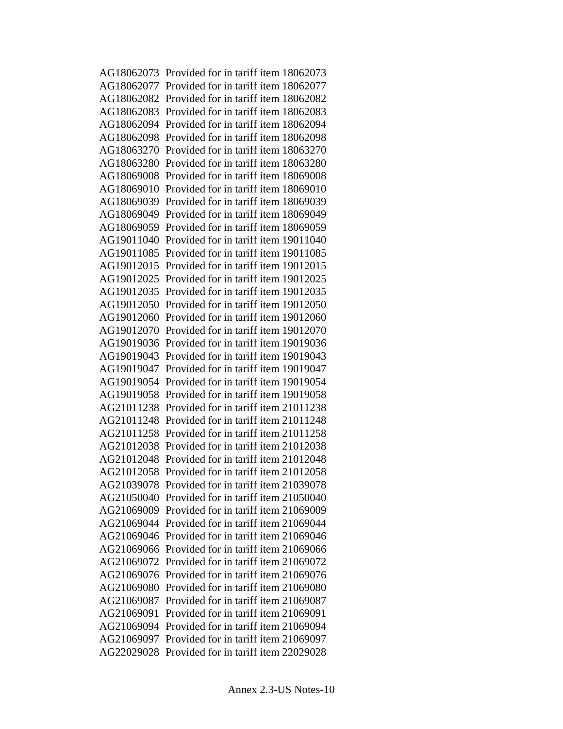| | |
|---|---|
| AG18062073 | Provided for in tariff item 18062073 |
| AG18062077 | Provided for in tariff item 18062077 |
| AG18062082 | Provided for in tariff item 18062082 |
| AG18062083 | Provided for in tariff item 18062083 |
| AG18062094 | Provided for in tariff item 18062094 |
| AG18062098 | Provided for in tariff item 18062098 |
| AG18063270 | Provided for in tariff item 18063270 |
| AG18063280 | Provided for in tariff item 18063280 |
| AG18069008 | Provided for in tariff item 18069008 |
| AG18069010 | Provided for in tariff item 18069010 |
| AG18069039 | Provided for in tariff item 18069039 |
| AG18069049 | Provided for in tariff item 18069049 |
| AG18069059 | Provided for in tariff item 18069059 |
| AG19011040 | Provided for in tariff item 19011040 |
| AG19011085 | Provided for in tariff item 19011085 |
| AG19012015 | Provided for in tariff item 19012015 |
| AG19012025 | Provided for in tariff item 19012025 |
| AG19012035 | Provided for in tariff item 19012035 |
| AG19012050 | Provided for in tariff item 19012050 |
| AG19012060 | Provided for in tariff item 19012060 |
| AG19012070 | Provided for in tariff item 19012070 |
| AG19019036 | Provided for in tariff item 19019036 |
| AG19019043 | Provided for in tariff item 19019043 |
| AG19019047 | Provided for in tariff item 19019047 |
| AG19019054 | Provided for in tariff item 19019054 |
| AG19019058 | Provided for in tariff item 19019058 |
| AG21011238 | Provided for in tariff item 21011238 |
| AG21011248 | Provided for in tariff item 21011248 |
| AG21011258 | Provided for in tariff item 21011258 |
| AG21012038 | Provided for in tariff item 21012038 |
| AG21012048 | Provided for in tariff item 21012048 |
| AG21012058 | Provided for in tariff item 21012058 |
| AG21039078 | Provided for in tariff item 21039078 |
| AG21050040 | Provided for in tariff item 21050040 |
| AG21069009 | Provided for in tariff item 21069009 |
| AG21069044 | Provided for in tariff item 21069044 |
| AG21069046 | Provided for in tariff item 21069046 |
| AG21069066 | Provided for in tariff item 21069066 |
| AG21069072 | Provided for in tariff item 21069072 |
| AG21069076 | Provided for in tariff item 21069076 |
| AG21069080 | Provided for in tariff item 21069080 |
| AG21069087 | Provided for in tariff item 21069087 |
| AG21069091 | Provided for in tariff item 21069091 |
| AG21069094 | Provided for in tariff item 21069094 |
| AG21069097 | Provided for in tariff item 21069097 |
| AG22029028 | Provided for in tariff item 22029028 |